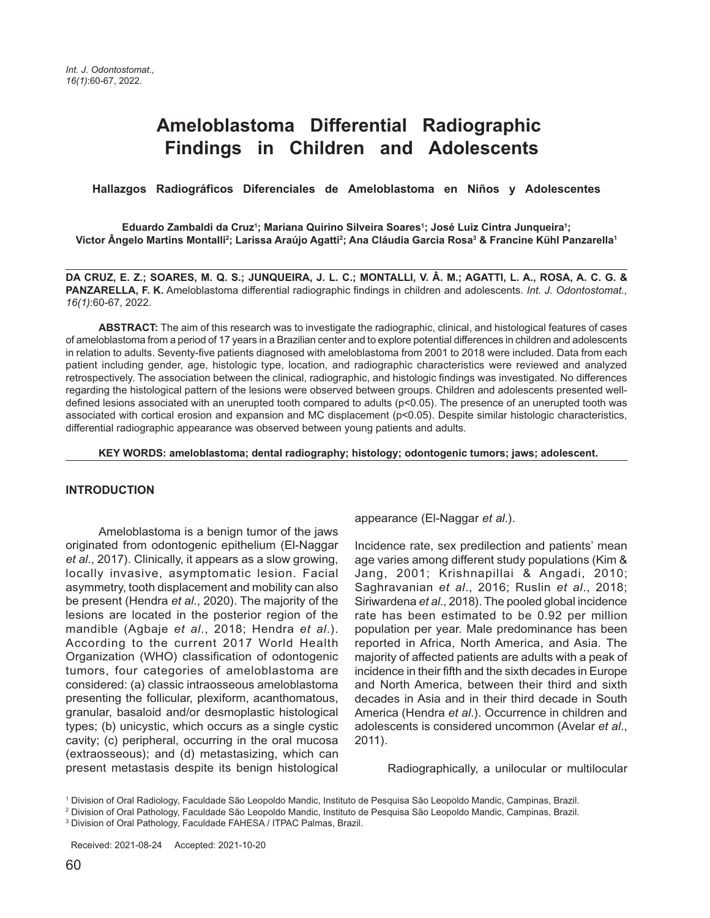# Ameloblastoma Differential Radiographic Findings in Children and Adolescents

**Hallazgos Radiográficos Diferenciales de Ameloblastoma en Niños y Adolescentes**

**Eduardo Zambaldi da Cruz[1]; Mariana Quirino Silveira Soares[1]; José Luiz Cintra Junqueira[1]; Victor Ângelo Martins Montalli[2]; Larissa Araújo Agatti[2]; Ana Cláudia Garcia Rosa[3] & Francine Kühl Panzarella[1]**

**DA CRUZ, E. Z.; SOARES, M. Q. S.; JUNQUEIRA, J. L. C.; MONTALLI, V. Â. M.; AGATTI, L. A., ROSA, A. C. G. & PANZARELLA, F. K.** Ameloblastoma differential radiographic findings in children and adolescents. *Int. J. Odontostomat., 16(1)*:60-67, 2022.

**ABSTRACT:** The aim of this research was to investigate the radiographic, clinical, and histological features of cases of ameloblastoma from a period of 17 years in a Brazilian center and to explore potential differences in children and adolescents in relation to adults. Seventy-five patients diagnosed with ameloblastoma from 2001 to 2018 were included. Data from each patient including gender, age, histologic type, location, and radiographic characteristics were reviewed and analyzed retrospectively. The association between the clinical, radiographic, and histologic findings was investigated. No differences regarding the histological pattern of the lesions were observed between groups. Children and adolescents presented well-defined lesions associated with an unerupted tooth compared to adults ($p<0.05$). The presence of an unerupted tooth was associated with cortical erosion and expansion and MC displacement ($p<0.05$). Despite similar histologic characteristics, differential radiographic appearance was observed between young patients and adults.

**KEY WORDS: ameloblastoma; dental radiography; histology; odontogenic tumors; jaws; adolescent.**

## INTRODUCTION

Ameloblastoma is a benign tumor of the jaws originated from odontogenic epithelium (El-Naggar *et al*., 2017). Clinically, it appears as a slow growing, locally invasive, asymptomatic lesion. Facial asymmetry, tooth displacement and mobility can also be present (Hendra *et al*., 2020). The majority of the lesions are located in the posterior region of the mandible (Agbaje *et al*., 2018; Hendra *et al*.). According to the current 2017 World Health Organization (WHO) classification of odontogenic tumors, four categories of ameloblastoma are considered: (a) classic intraosseous ameloblastoma presenting the follicular, plexiform, acanthomatous, granular, basaloid and/or desmoplastic histological types; (b) unicystic, which occurs as a single cystic cavity; (c) peripheral, occurring in the oral mucosa (extraosseous); and (d) metastasizing, which can present metastasis despite its benign histological appearance (El-Naggar *et al*.).

Incidence rate, sex predilection and patients' mean age varies among different study populations (Kim & Jang, 2001; Krishnapillai & Angadi, 2010; Saghravanian *et al*., 2016; Ruslin *et al*., 2018; Siriwardena *et al*., 2018). The pooled global incidence rate has been estimated to be 0.92 per million population per year. Male predominance has been reported in Africa, North America, and Asia. The majority of affected patients are adults with a peak of incidence in their fifth and the sixth decades in Europe and North America, between their third and sixth decades in Asia and in their third decade in South America (Hendra *et al*.). Occurrence in children and adolescents is considered uncommon (Avelar *et al*., 2011).

Radiographically, a unilocular or multilocular

[1] Division of Oral Radiology, Faculdade São Leopoldo Mandic, Instituto de Pesquisa São Leopoldo Mandic, Campinas, Brazil.
[2] Division of Oral Pathology, Faculdade São Leopoldo Mandic, Instituto de Pesquisa São Leopoldo Mandic, Campinas, Brazil.
[3] Division of Oral Pathology, Faculdade FAHESA / ITPAC Palmas, Brazil.

Received: 2021-08-24 Accepted: 2021-10-20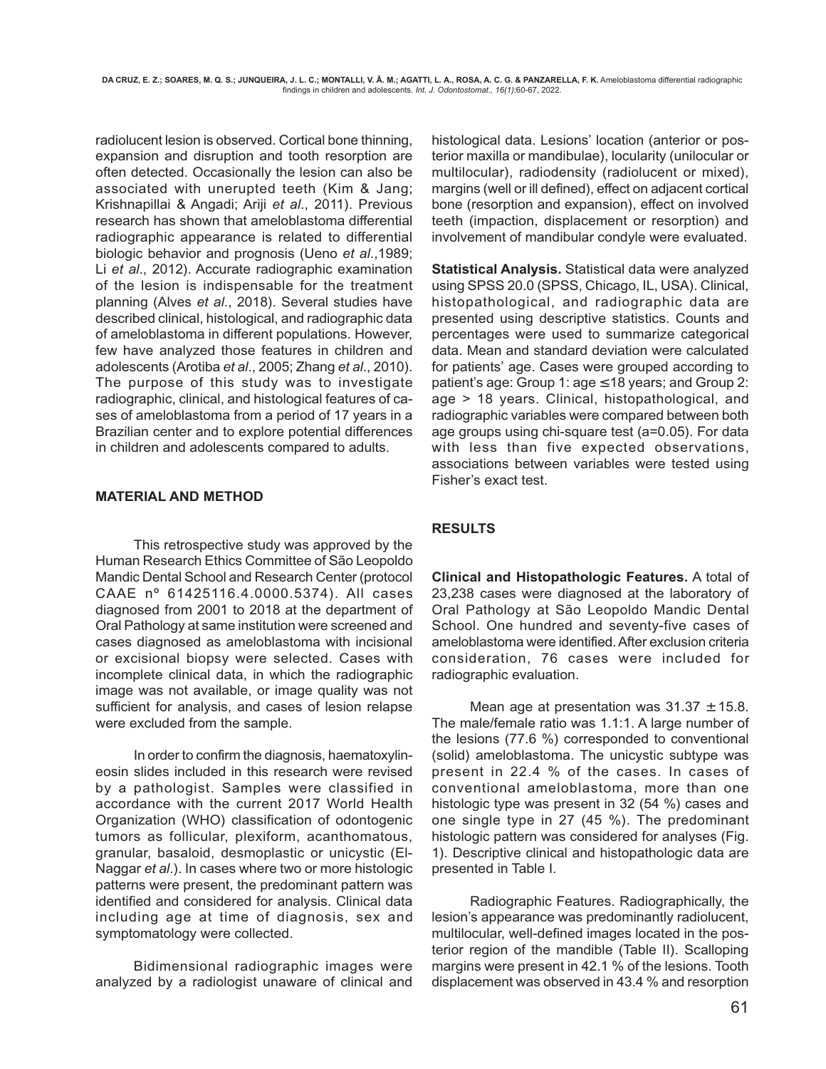radiolucent lesion is observed. Cortical bone thinning, expansion and disruption and tooth resorption are often detected. Occasionally the lesion can also be associated with unerupted teeth (Kim & Jang; Krishnapillai & Angadi; Ariji *et al*., 2011). Previous research has shown that ameloblastoma differential radiographic appearance is related to differential biologic behavior and prognosis (Ueno *et al*.,1989; Li *et al*., 2012). Accurate radiographic examination of the lesion is indispensable for the treatment planning (Alves *et al*., 2018). Several studies have described clinical, histological, and radiographic data of ameloblastoma in different populations. However, few have analyzed those features in children and adolescents (Arotiba *et al*., 2005; Zhang *et al*., 2010). The purpose of this study was to investigate radiographic, clinical, and histological features of cases of ameloblastoma from a period of 17 years in a Brazilian center and to explore potential differences in children and adolescents compared to adults.

## MATERIAL AND METHOD

This retrospective study was approved by the Human Research Ethics Committee of São Leopoldo Mandic Dental School and Research Center (protocol CAAE nº 61425116.4.0000.5374). All cases diagnosed from 2001 to 2018 at the department of Oral Pathology at same institution were screened and cases diagnosed as ameloblastoma with incisional or excisional biopsy were selected. Cases with incomplete clinical data, in which the radiographic image was not available, or image quality was not sufficient for analysis, and cases of lesion relapse were excluded from the sample.

In order to confirm the diagnosis, haematoxylin-eosin slides included in this research were revised by a pathologist. Samples were classified in accordance with the current 2017 World Health Organization (WHO) classification of odontogenic tumors as follicular, plexiform, acanthomatous, granular, basaloid, desmoplastic or unicystic (El-Naggar *et al*.). In cases where two or more histologic patterns were present, the predominant pattern was identified and considered for analysis. Clinical data including age at time of diagnosis, sex and symptomatology were collected.

Bidimensional radiographic images were analyzed by a radiologist unaware of clinical and histological data. Lesions' location (anterior or posterior maxilla or mandibulae), locularity (unilocular or multilocular), radiodensity (radiolucent or mixed), margins (well or ill defined), effect on adjacent cortical bone (resorption and expansion), effect on involved teeth (impaction, displacement or resorption) and involvement of mandibular condyle were evaluated.

**Statistical Analysis.** Statistical data were analyzed using SPSS 20.0 (SPSS, Chicago, IL, USA). Clinical, histopathological, and radiographic data are presented using descriptive statistics. Counts and percentages were used to summarize categorical data. Mean and standard deviation were calculated for patients' age. Cases were grouped according to patient's age: Group 1: age $\leq$18 years; and Group 2: age > 18 years. Clinical, histopathological, and radiographic variables were compared between both age groups using chi-square test (a=0.05). For data with less than five expected observations, associations between variables were tested using Fisher's exact test.

## RESULTS

**Clinical and Histopathologic Features.** A total of 23,238 cases were diagnosed at the laboratory of Oral Pathology at São Leopoldo Mandic Dental School. One hundred and seventy-five cases of ameloblastoma were identified. After exclusion criteria consideration, 76 cases were included for radiographic evaluation.

Mean age at presentation was $31.37 \pm 15.8$. The male/female ratio was 1.1:1. A large number of the lesions (77.6 %) corresponded to conventional (solid) ameloblastoma. The unicystic subtype was present in 22.4 % of the cases. In cases of conventional ameloblastoma, more than one histologic type was present in 32 (54 %) cases and one single type in 27 (45 %). The predominant histologic pattern was considered for analyses (Fig. 1). Descriptive clinical and histopathologic data are presented in Table I.

Radiographic Features. Radiographically, the lesion's appearance was predominantly radiolucent, multilocular, well-defined images located in the posterior region of the mandible (Table II). Scalloping margins were present in 42.1 % of the lesions. Tooth displacement was observed in 43.4 % and resorption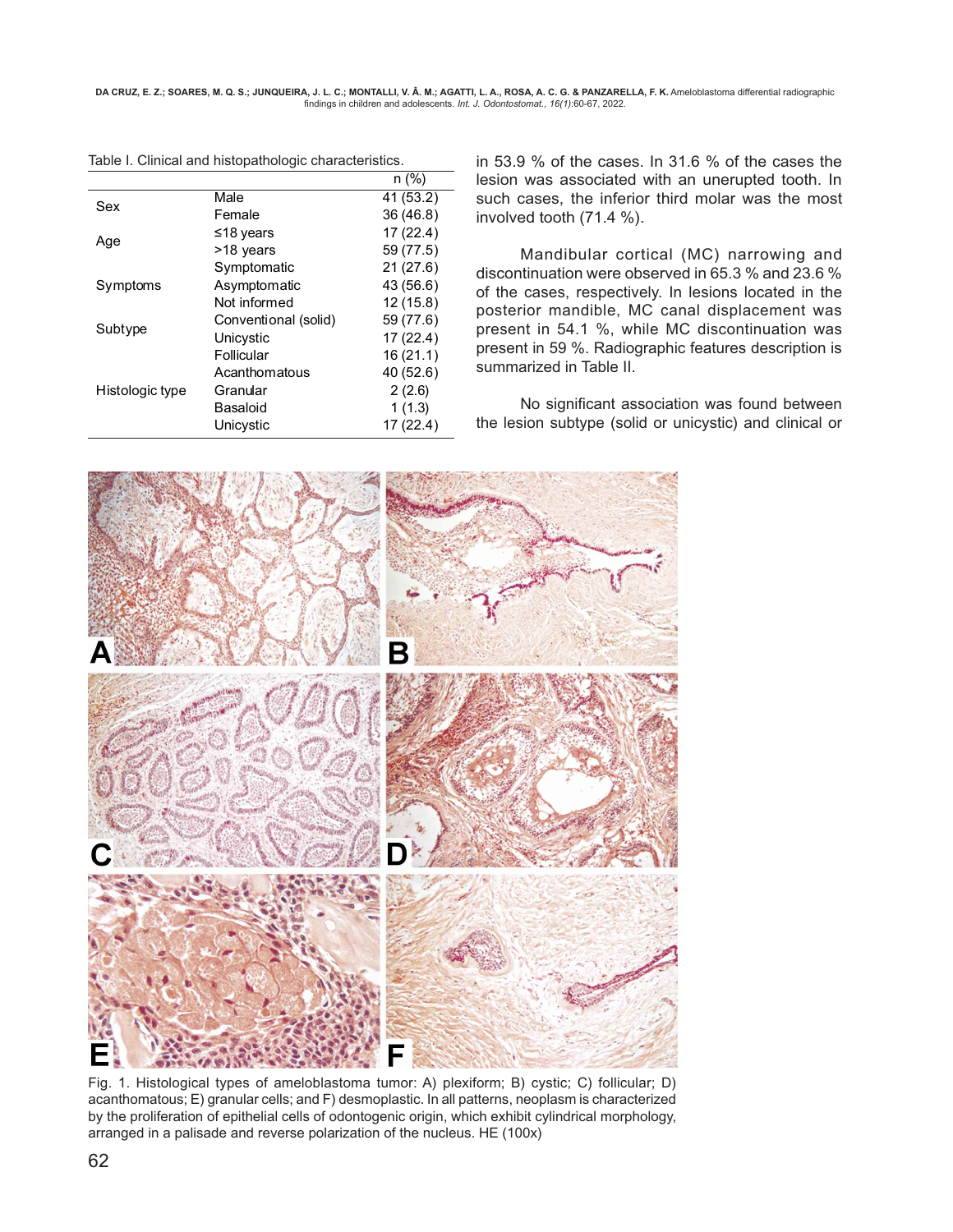Table I. Clinical and histopathologic characteristics.

| | | n (%) |
|---|---|---|
| Sex | Male | 41 (53.2) |
| | Female | 36 (46.8) |
| Age | ≤18 years | 17 (22.4) |
| | >18 years | 59 (77.5) |
| Symptoms | Symptomatic | 21 (27.6) |
| | Asymptomatic | 43 (56.6) |
| | Not informed | 12 (15.8) |
| Subtype | Conventional (solid) | 59 (77.6) |
| | Unicystic | 17 (22.4) |
| Histologic type | Follicular | 16 (21.1) |
| | Acanthomatous | 40 (52.6) |
| | Granular | 2 (2.6) |
| | Basaloid | 1 (1.3) |
| | Unicystic | 17 (22.4) |

in 53.9 % of the cases. In 31.6 % of the cases the lesion was associated with an unerupted tooth. In such cases, the inferior third molar was the most involved tooth (71.4 %).

Mandibular cortical (MC) narrowing and discontinuation were observed in 65.3 % and 23.6 % of the cases, respectively. In lesions located in the posterior mandible, MC canal displacement was present in 54.1 %, while MC discontinuation was present in 59 %. Radiographic features description is summarized in Table II.

No significant association was found between the lesion subtype (solid or unicystic) and clinical or

Fig. 1. Histological types of ameloblastoma tumor: A) plexiform; B) cystic; C) follicular; D) acanthomatous; E) granular cells; and F) desmoplastic. In all patterns, neoplasm is characterized by the proliferation of epithelial cells of odontogenic origin, which exhibit cylindrical morphology, arranged in a palisade and reverse polarization of the nucleus. HE (100x)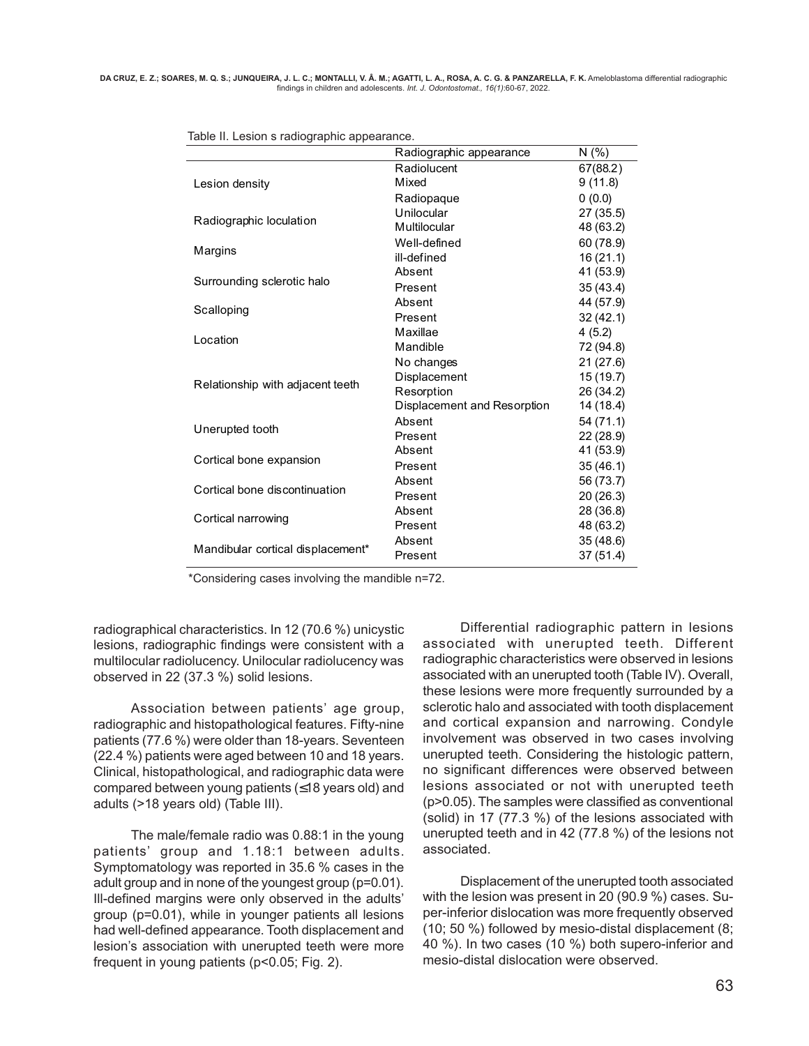Table II. Lesion s radiographic appearance.

| | Radiographic appearance | N (%) |
|---|---|---|
| Lesion density | Radiolucent | 67(88.2) |
| | Mixed | 9 (11.8) |
| | Radiopaque | 0 (0.0) |
| Radiographic loculation | Unilocular | 27 (35.5) |
| | Multilocular | 48 (63.2) |
| Margins | Well-defined | 60 (78.9) |
| | ill-defined | 16 (21.1) |
| Surrounding sclerotic halo | Absent | 41 (53.9) |
| | Present | 35 (43.4) |
| Scalloping | Absent | 44 (57.9) |
| | Present | 32 (42.1) |
| Location | Maxillae | 4 (5.2) |
| | Mandible | 72 (94.8) |
| Relationship with adjacent teeth | No changes | 21 (27.6) |
| | Displacement | 15 (19.7) |
| | Resorption | 26 (34.2) |
| | Displacement and Resorption | 14 (18.4) |
| Unerupted tooth | Absent | 54 (71.1) |
| | Present | 22 (28.9) |
| Cortical bone expansion | Absent | 41 (53.9) |
| | Present | 35 (46.1) |
| Cortical bone discontinuation | Absent | 56 (73.7) |
| | Present | 20 (26.3) |
| Cortical narrowing | Absent | 28 (36.8) |
| | Present | 48 (63.2) |
| Mandibular cortical displacement* | Absent | 35 (48.6) |
| | Present | 37 (51.4) |

*Considering cases involving the mandible n=72.

radiographical characteristics. In 12 (70.6 %) unicystic lesions, radiographic findings were consistent with a multilocular radiolucency. Unilocular radiolucency was observed in 22 (37.3 %) solid lesions.

Association between patients' age group, radiographic and histopathological features. Fifty-nine patients (77.6 %) were older than 18-years. Seventeen (22.4 %) patients were aged between 10 and 18 years. Clinical, histopathological, and radiographic data were compared between young patients (≤18 years old) and adults (>18 years old) (Table III).

The male/female radio was 0.88:1 in the young patients' group and 1.18:1 between adults. Symptomatology was reported in 35.6 % cases in the adult group and in none of the youngest group (p=0.01). Ill-defined margins were only observed in the adults' group (p=0.01), while in younger patients all lesions had well-defined appearance. Tooth displacement and lesion's association with unerupted teeth were more frequent in young patients (p<0.05; Fig. 2).

Differential radiographic pattern in lesions associated with unerupted teeth. Different radiographic characteristics were observed in lesions associated with an unerupted tooth (Table IV). Overall, these lesions were more frequently surrounded by a sclerotic halo and associated with tooth displacement and cortical expansion and narrowing. Condyle involvement was observed in two cases involving unerupted teeth. Considering the histologic pattern, no significant differences were observed between lesions associated or not with unerupted teeth (p>0.05). The samples were classified as conventional (solid) in 17 (77.3 %) of the lesions associated with unerupted teeth and in 42 (77.8 %) of the lesions not associated.

Displacement of the unerupted tooth associated with the lesion was present in 20 (90.9 %) cases. Super-inferior dislocation was more frequently observed (10; 50 %) followed by mesio-distal displacement (8; 40 %). In two cases (10 %) both supero-inferior and mesio-distal dislocation were observed.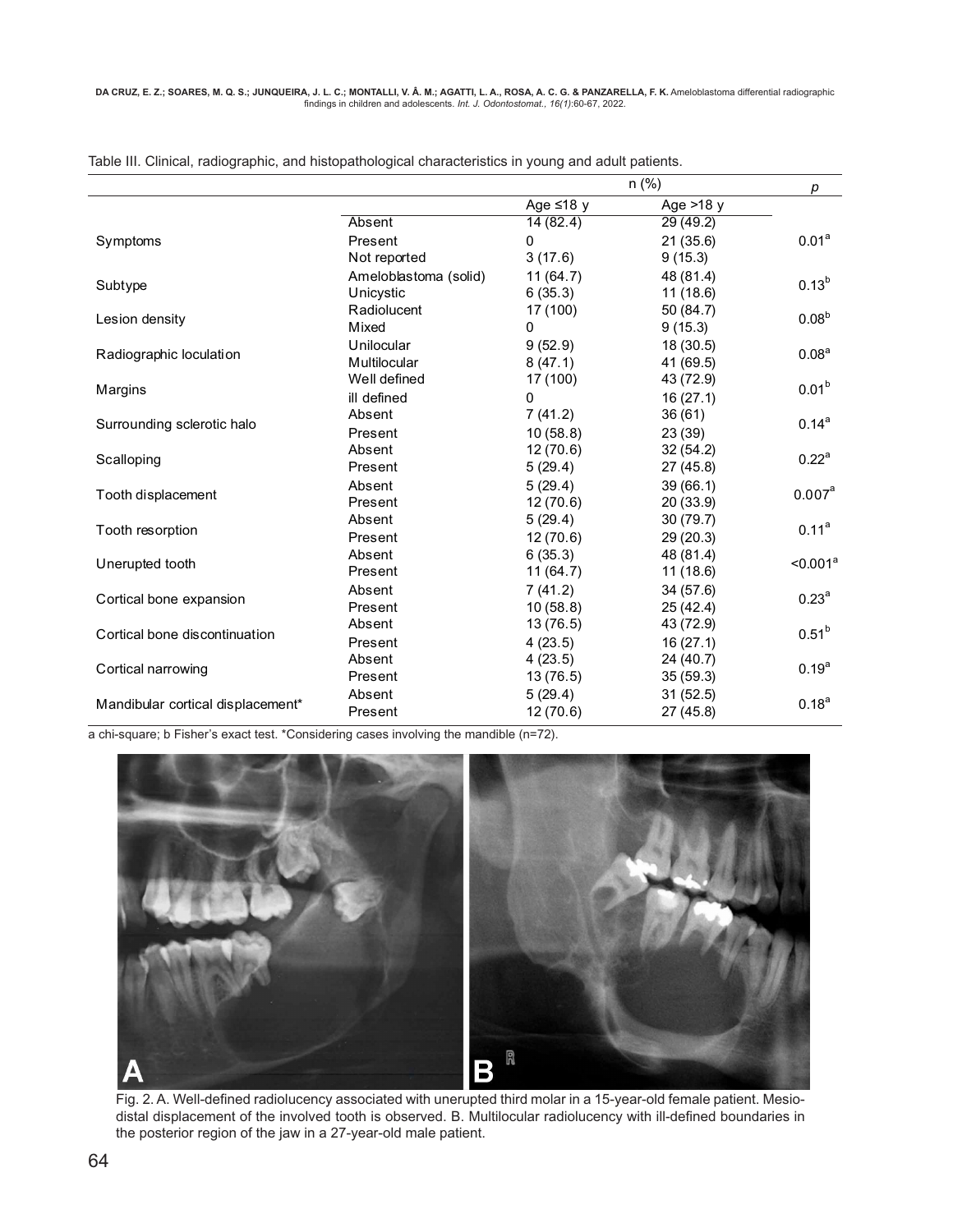Table III. Clinical, radiographic, and histopathological characteristics in young and adult patients.

| | | n (%) | | p |
|---|---|---|---|---|
| | | Age ≤18 y | Age >18 y | |
| Symptoms | Absent | 14 (82.4) | 29 (49.2) | 0.01[a] |
| | Present | 0 | 21 (35.6) | |
| | Not reported | 3 (17.6) | 9 (15.3) | |
| Subtype | Ameloblastoma (solid) | 11 (64.7) | 48 (81.4) | 0.13[b] |
| | Unicystic | 6 (35.3) | 11 (18.6) | |
| Lesion density | Radiolucent | 17 (100) | 50 (84.7) | 0.08[b] |
| | Mixed | 0 | 9 (15.3) | |
| Radiographic loculation | Unilocular | 9 (52.9) | 18 (30.5) | 0.08[a] |
| | Multilocular | 8 (47.1) | 41 (69.5) | |
| Margins | Well defined | 17 (100) | 43 (72.9) | 0.01[b] |
| | ill defined | 0 | 16 (27.1) | |
| Surrounding sclerotic halo | Absent | 7 (41.2) | 36 (61) | 0.14[a] |
| | Present | 10 (58.8) | 23 (39) | |
| Scalloping | Absent | 12 (70.6) | 32 (54.2) | 0.22[a] |
| | Present | 5 (29.4) | 27 (45.8) | |
| Tooth displacement | Absent | 5 (29.4) | 39 (66.1) | 0.007[a] |
| | Present | 12 (70.6) | 20 (33.9) | |
| Tooth resorption | Absent | 5 (29.4) | 30 (79.7) | 0.11[a] |
| | Present | 12 (70.6) | 29 (20.3) | |
| Unerupted tooth | Absent | 6 (35.3) | 48 (81.4) | <0.001[a] |
| | Present | 11 (64.7) | 11 (18.6) | |
| Cortical bone expansion | Absent | 7 (41.2) | 34 (57.6) | 0.23[a] |
| | Present | 10 (58.8) | 25 (42.4) | |
| Cortical bone discontinuation | Absent | 13 (76.5) | 43 (72.9) | 0.51[b] |
| | Present | 4 (23.5) | 16 (27.1) | |
| Cortical narrowing | Absent | 4 (23.5) | 24 (40.7) | 0.19[a] |
| | Present | 13 (76.5) | 35 (59.3) | |
| Mandibular cortical displacement* | Absent | 5 (29.4) | 31 (52.5) | 0.18[a] |
| | Present | 12 (70.6) | 27 (45.8) | |

a chi-square; b Fisher's exact test. *Considering cases involving the mandible (n=72).

Fig. 2. A. Well-defined radiolucency associated with unerupted third molar in a 15-year-old female patient. Mesio-distal displacement of the involved tooth is observed. B. Multilocular radiolucency with ill-defined boundaries in the posterior region of the jaw in a 27-year-old male patient.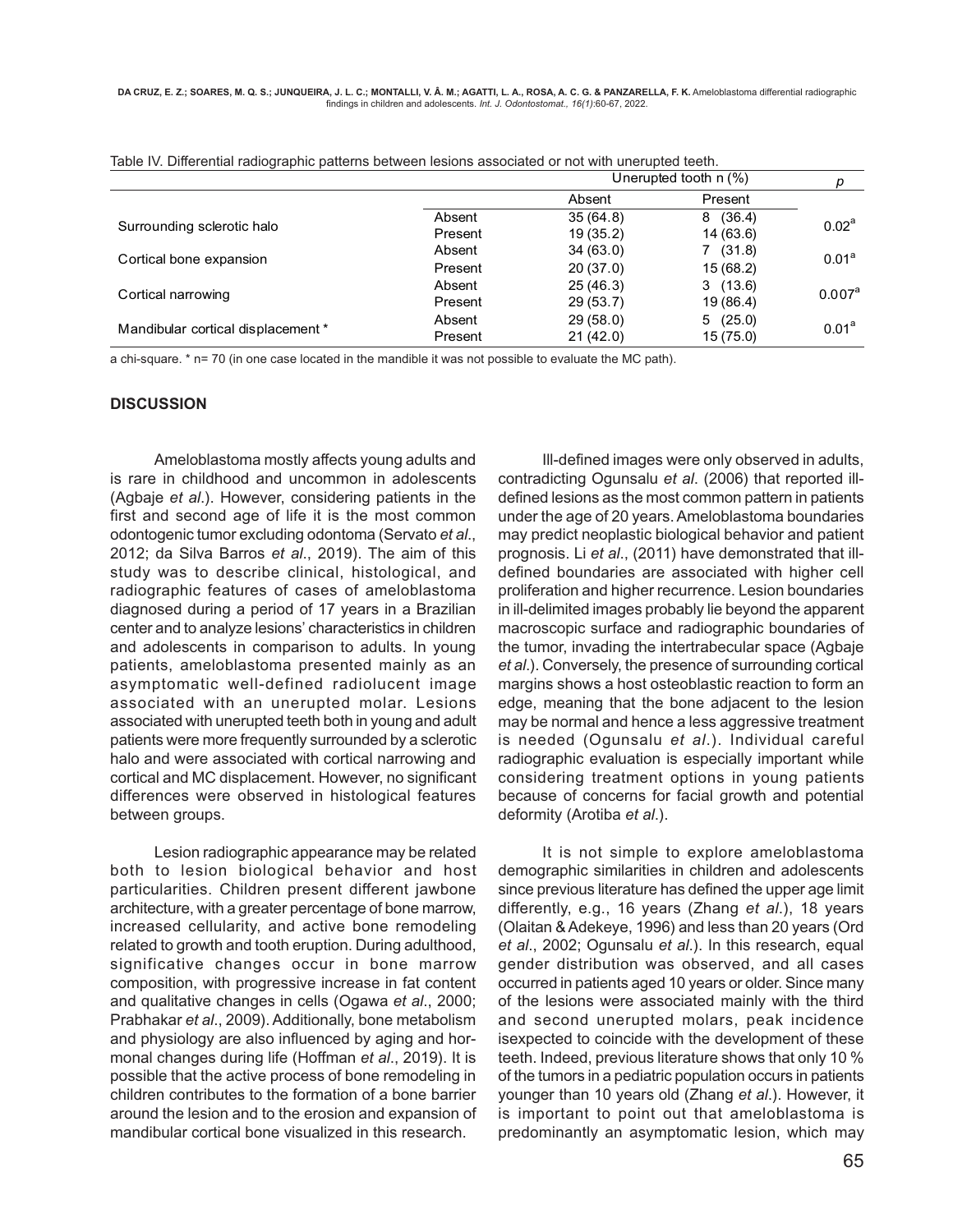Table IV. Differential radiographic patterns between lesions associated or not with unerupted teeth.

| | | Unerupted tooth n (%) | | p |
|---|---|---|---|---|
| | | Absent | Present | |
| Surrounding sclerotic halo | Absent | 35 (64.8) | 8 (36.4) | 0.02[a] |
| | Present | 19 (35.2) | 14 (63.6) | |
| Cortical bone expansion | Absent | 34 (63.0) | 7 (31.8) | 0.01[a] |
| | Present | 20 (37.0) | 15 (68.2) | |
| Cortical narrowing | Absent | 25 (46.3) | 3 (13.6) | 0.007[a] |
| | Present | 29 (53.7) | 19 (86.4) | |
| Mandibular cortical displacement * | Absent | 29 (58.0) | 5 (25.0) | 0.01[a] |
| | Present | 21 (42.0) | 15 (75.0) | |

a chi-square. * n= 70 (in one case located in the mandible it was not possible to evaluate the MC path).

## DISCUSSION

Ameloblastoma mostly affects young adults and is rare in childhood and uncommon in adolescents (Agbaje *et al*.). However, considering patients in the first and second age of life it is the most common odontogenic tumor excluding odontoma (Servato *et al*., 2012; da Silva Barros *et al*., 2019). The aim of this study was to describe clinical, histological, and radiographic features of cases of ameloblastoma diagnosed during a period of 17 years in a Brazilian center and to analyze lesions' characteristics in children and adolescents in comparison to adults. In young patients, ameloblastoma presented mainly as an asymptomatic well-defined radiolucent image associated with an unerupted molar. Lesions associated with unerupted teeth both in young and adult patients were more frequently surrounded by a sclerotic halo and were associated with cortical narrowing and cortical and MC displacement. However, no significant differences were observed in histological features between groups.

Lesion radiographic appearance may be related both to lesion biological behavior and host particularities. Children present different jawbone architecture, with a greater percentage of bone marrow, increased cellularity, and active bone remodeling related to growth and tooth eruption. During adulthood, significative changes occur in bone marrow composition, with progressive increase in fat content and qualitative changes in cells (Ogawa *et al*., 2000; Prabhakar *et al*., 2009). Additionally, bone metabolism and physiology are also influenced by aging and hormonal changes during life (Hoffman *et al*., 2019). It is possible that the active process of bone remodeling in children contributes to the formation of a bone barrier around the lesion and to the erosion and expansion of mandibular cortical bone visualized in this research.

Ill-defined images were only observed in adults, contradicting Ogunsalu *et al*. (2006) that reported ill-defined lesions as the most common pattern in patients under the age of 20 years. Ameloblastoma boundaries may predict neoplastic biological behavior and patient prognosis. Li *et al*., (2011) have demonstrated that ill-defined boundaries are associated with higher cell proliferation and higher recurrence. Lesion boundaries in ill-delimited images probably lie beyond the apparent macroscopic surface and radiographic boundaries of the tumor, invading the intertrabecular space (Agbaje *et al*.). Conversely, the presence of surrounding cortical margins shows a host osteoblastic reaction to form an edge, meaning that the bone adjacent to the lesion may be normal and hence a less aggressive treatment is needed (Ogunsalu *et al*.). Individual careful radiographic evaluation is especially important while considering treatment options in young patients because of concerns for facial growth and potential deformity (Arotiba *et al*.).

It is not simple to explore ameloblastoma demographic similarities in children and adolescents since previous literature has defined the upper age limit differently, e.g., 16 years (Zhang *et al*.), 18 years (Olaitan & Adekeye, 1996) and less than 20 years (Ord *et al*., 2002; Ogunsalu *et al*.). In this research, equal gender distribution was observed, and all cases occurred in patients aged 10 years or older. Since many of the lesions were associated mainly with the third and second unerupted molars, peak incidence isexpected to coincide with the development of these teeth. Indeed, previous literature shows that only 10 % of the tumors in a pediatric population occurs in patients younger than 10 years old (Zhang *et al*.). However, it is important to point out that ameloblastoma is predominantly an asymptomatic lesion, which may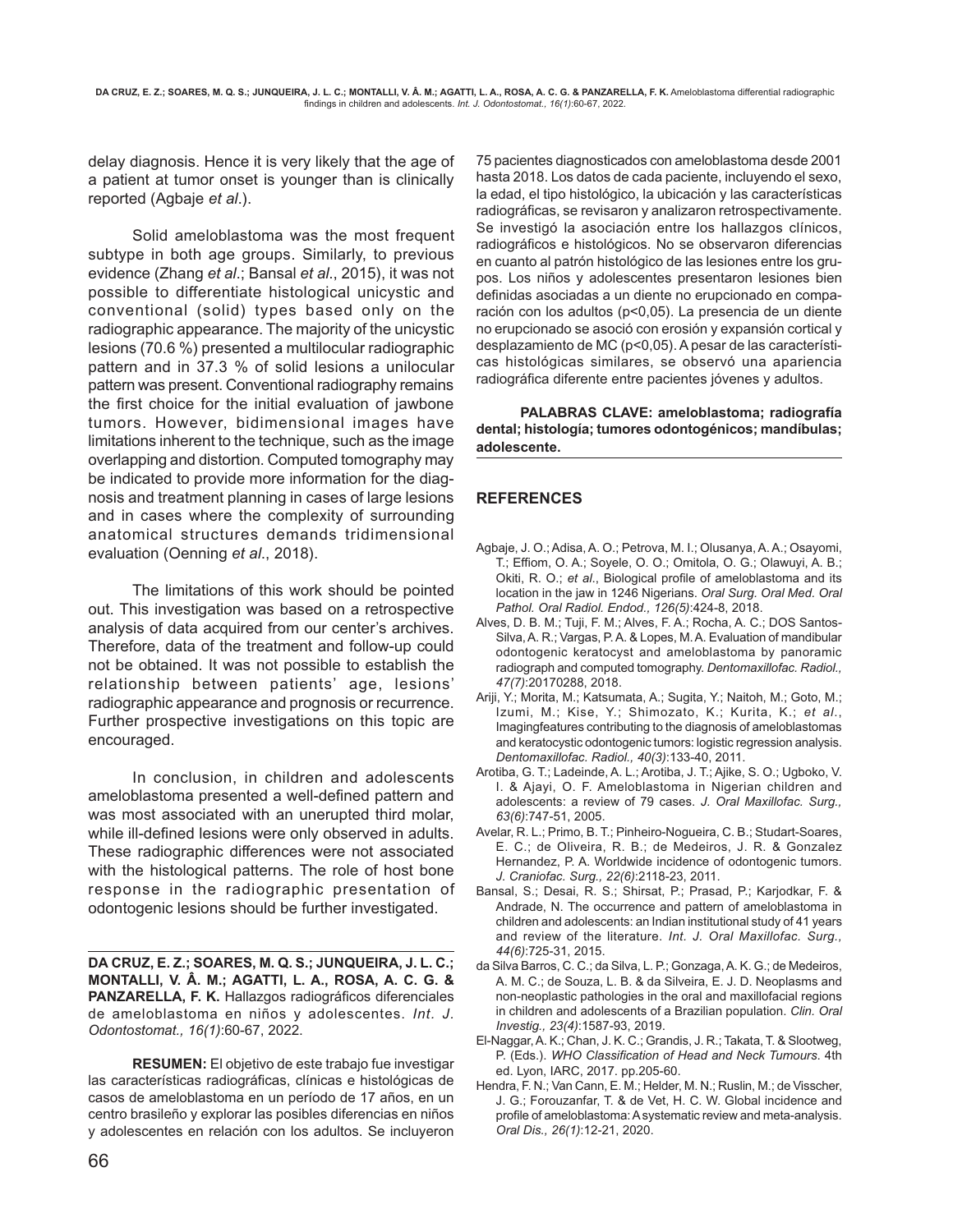delay diagnosis. Hence it is very likely that the age of a patient at tumor onset is younger than is clinically reported (Agbaje *et al*.).

Solid ameloblastoma was the most frequent subtype in both age groups. Similarly, to previous evidence (Zhang *et al*.; Bansal *et al*., 2015), it was not possible to differentiate histological unicystic and conventional (solid) types based only on the radiographic appearance. The majority of the unicystic lesions (70.6 %) presented a multilocular radiographic pattern and in 37.3 % of solid lesions a unilocular pattern was present. Conventional radiography remains the first choice for the initial evaluation of jawbone tumors. However, bidimensional images have limitations inherent to the technique, such as the image overlapping and distortion. Computed tomography may be indicated to provide more information for the diagnosis and treatment planning in cases of large lesions and in cases where the complexity of surrounding anatomical structures demands tridimensional evaluation (Oenning *et al*., 2018).

The limitations of this work should be pointed out. This investigation was based on a retrospective analysis of data acquired from our center's archives. Therefore, data of the treatment and follow-up could not be obtained. It was not possible to establish the relationship between patients' age, lesions' radiographic appearance and prognosis or recurrence. Further prospective investigations on this topic are encouraged.

In conclusion, in children and adolescents ameloblastoma presented a well-defined pattern and was most associated with an unerupted third molar, while ill-defined lesions were only observed in adults. These radiographic differences were not associated with the histological patterns. The role of host bone response in the radiographic presentation of odontogenic lesions should be further investigated.

---

**DA CRUZ, E. Z.; SOARES, M. Q. S.; JUNQUEIRA, J. L. C.; MONTALLI, V. Â. M.; AGATTI, L. A., ROSA, A. C. G. & PANZARELLA, F. K.** Hallazgos radiográficos diferenciales de ameloblastoma en niños y adolescentes. *Int. J. Odontostomat., 16(1)*:60-67, 2022.

**RESUMEN:** El objetivo de este trabajo fue investigar las características radiográficas, clínicas e histológicas de casos de ameloblastoma en un período de 17 años, en un centro brasileño y explorar las posibles diferencias en niños y adolescentes en relación con los adultos. Se incluyeron 75 pacientes diagnosticados con ameloblastoma desde 2001 hasta 2018. Los datos de cada paciente, incluyendo el sexo, la edad, el tipo histológico, la ubicación y las características radiográficas, se revisaron y analizaron retrospectivamente. Se investigó la asociación entre los hallazgos clínicos, radiográficos e histológicos. No se observaron diferencias en cuanto al patrón histológico de las lesiones entre los grupos. Los niños y adolescentes presentaron lesiones bien definidas asociadas a un diente no erupcionado en comparación con los adultos ($p<0,05$). La presencia de un diente no erupcionado se asoció con erosión y expansión cortical y desplazamiento de MC ($p<0,05$). A pesar de las características histológicas similares, se observó una apariencia radiográfica diferente entre pacientes jóvenes y adultos.

**PALABRAS CLAVE: ameloblastoma; radiografía dental; histología; tumores odontogénicos; mandíbulas; adolescente.**

---

## REFERENCES

Agbaje, J. O.; Adisa, A. O.; Petrova, M. I.; Olusanya, A. A.; Osayomi, T.; Effiom, O. A.; Soyele, O. O.; Omitola, O. G.; Olawuyi, A. B.; Okiti, R. O.; *et al*., Biological profile of ameloblastoma and its location in the jaw in 1246 Nigerians. *Oral Surg. Oral Med. Oral Pathol. Oral Radiol. Endod., 126(5)*:424-8, 2018.

Alves, D. B. M.; Tuji, F. M.; Alves, F. A.; Rocha, A. C.; DOS Santos-Silva, A. R.; Vargas, P. A. & Lopes, M. A. Evaluation of mandibular odontogenic keratocyst and ameloblastoma by panoramic radiograph and computed tomography. *Dentomaxillofac. Radiol., 47(7)*:20170288, 2018.

Ariji, Y.; Morita, M.; Katsumata, A.; Sugita, Y.; Naitoh, M.; Goto, M.; Izumi, M.; Kise, Y.; Shimozato, K.; Kurita, K.; *et al*., Imagingfeatures contributing to the diagnosis of ameloblastomas and keratocystic odontogenic tumors: logistic regression analysis. *Dentomaxillofac. Radiol., 40(3)*:133-40, 2011.

Arotiba, G. T.; Ladeinde, A. L.; Arotiba, J. T.; Ajike, S. O.; Ugboko, V. I. & Ajayi, O. F. Ameloblastoma in Nigerian children and adolescents: a review of 79 cases. *J. Oral Maxillofac. Surg., 63(6)*:747-51, 2005.

Avelar, R. L.; Primo, B. T.; Pinheiro-Nogueira, C. B.; Studart-Soares, E. C.; de Oliveira, R. B.; de Medeiros, J. R. & Gonzalez Hernandez, P. A. Worldwide incidence of odontogenic tumors. *J. Craniofac. Surg., 22(6)*:2118-23, 2011.

Bansal, S.; Desai, R. S.; Shirsat, P.; Prasad, P.; Karjodkar, F. & Andrade, N. The occurrence and pattern of ameloblastoma in children and adolescents: an Indian institutional study of 41 years and review of the literature. *Int. J. Oral Maxillofac. Surg., 44(6)*:725-31, 2015.

da Silva Barros, C. C.; da Silva, L. P.; Gonzaga, A. K. G.; de Medeiros, A. M. C.; de Souza, L. B. & da Silveira, E. J. D. Neoplasms and non-neoplastic pathologies in the oral and maxillofacial regions in children and adolescents of a Brazilian population. *Clin. Oral Investig., 23(4)*:1587-93, 2019.

El-Naggar, A. K.; Chan, J. K. C.; Grandis, J. R.; Takata, T. & Slootweg, P. (Eds.). *WHO Classification of Head and Neck Tumours*. 4th ed. Lyon, IARC, 2017. pp.205-60.

Hendra, F. N.; Van Cann, E. M.; Helder, M. N.; Ruslin, M.; de Visscher, J. G.; Forouzanfar, T. & de Vet, H. C. W. Global incidence and profile of ameloblastoma: A systematic review and meta-analysis. *Oral Dis., 26(1)*:12-21, 2020.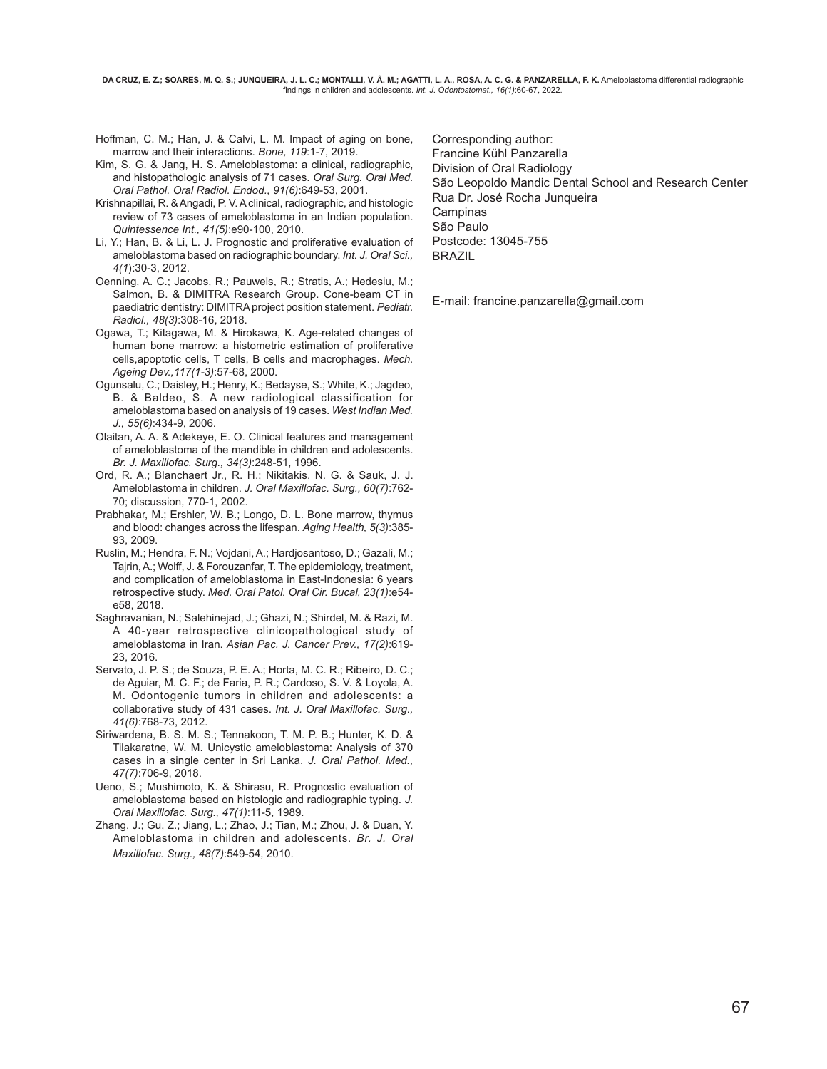Hoffman, C. M.; Han, J. & Calvi, L. M. Impact of aging on bone, marrow and their interactions. *Bone, 119*:1-7, 2019.

Kim, S. G. & Jang, H. S. Ameloblastoma: a clinical, radiographic, and histopathologic analysis of 71 cases. *Oral Surg. Oral Med. Oral Pathol. Oral Radiol. Endod., 91(6)*:649-53, 2001.

Krishnapillai, R. & Angadi, P. V. A clinical, radiographic, and histologic review of 73 cases of ameloblastoma in an Indian population. *Quintessence Int., 41(5)*:e90-100, 2010.

Li, Y.; Han, B. & Li, L. J. Prognostic and proliferative evaluation of ameloblastoma based on radiographic boundary. *Int. J. Oral Sci., 4(1*):30-3, 2012.

Oenning, A. C.; Jacobs, R.; Pauwels, R.; Stratis, A.; Hedesiu, M.; Salmon, B. & DIMITRA Research Group. Cone-beam CT in paediatric dentistry: DIMITRA project position statement. *Pediatr. Radiol., 48(3)*:308-16, 2018.

Ogawa, T.; Kitagawa, M. & Hirokawa, K. Age-related changes of human bone marrow: a histometric estimation of proliferative cells,apoptotic cells, T cells, B cells and macrophages. *Mech. Ageing Dev.,117(1-3)*:57-68, 2000.

Ogunsalu, C.; Daisley, H.; Henry, K.; Bedayse, S.; White, K.; Jagdeo, B. & Baldeo, S. A new radiological classification for ameloblastoma based on analysis of 19 cases. *West Indian Med. J., 55(6)*:434-9, 2006.

Olaitan, A. A. & Adekeye, E. O. Clinical features and management of ameloblastoma of the mandible in children and adolescents. *Br. J. Maxillofac. Surg., 34(3)*:248-51, 1996.

Ord, R. A.; Blanchaert Jr., R. H.; Nikitakis, N. G. & Sauk, J. J. Ameloblastoma in children. *J. Oral Maxillofac. Surg., 60(7)*:762-70; discussion, 770-1, 2002.

Prabhakar, M.; Ershler, W. B.; Longo, D. L. Bone marrow, thymus and blood: changes across the lifespan. *Aging Health, 5(3)*:385-93, 2009.

Ruslin, M.; Hendra, F. N.; Vojdani, A.; Hardjosantoso, D.; Gazali, M.; Tajrin, A.; Wolff, J. & Forouzanfar, T. The epidemiology, treatment, and complication of ameloblastoma in East-Indonesia: 6 years retrospective study. *Med. Oral Patol. Oral Cir. Bucal, 23(1)*:e54-e58, 2018.

Saghravanian, N.; Salehinejad, J.; Ghazi, N.; Shirdel, M. & Razi, M. A 40-year retrospective clinicopathological study of ameloblastoma in Iran. *Asian Pac. J. Cancer Prev., 17(2)*:619-23, 2016.

Servato, J. P. S.; de Souza, P. E. A.; Horta, M. C. R.; Ribeiro, D. C.; de Aguiar, M. C. F.; de Faria, P. R.; Cardoso, S. V. & Loyola, A. M. Odontogenic tumors in children and adolescents: a collaborative study of 431 cases. *Int. J. Oral Maxillofac. Surg., 41(6)*:768-73, 2012.

Siriwardena, B. S. M. S.; Tennakoon, T. M. P. B.; Hunter, K. D. & Tilakaratne, W. M. Unicystic ameloblastoma: Analysis of 370 cases in a single center in Sri Lanka. *J. Oral Pathol. Med., 47(7)*:706-9, 2018.

Ueno, S.; Mushimoto, K. & Shirasu, R. Prognostic evaluation of ameloblastoma based on histologic and radiographic typing. *J. Oral Maxillofac. Surg., 47(1)*:11-5, 1989.

Zhang, J.; Gu, Z.; Jiang, L.; Zhao, J.; Tian, M.; Zhou, J. & Duan, Y. Ameloblastoma in children and adolescents. *Br. J. Oral Maxillofac. Surg., 48(7)*:549-54, 2010.

Corresponding author:
Francine Kühl Panzarella
Division of Oral Radiology
São Leopoldo Mandic Dental School and Research Center
Rua Dr. José Rocha Junqueira
Campinas
São Paulo
Postcode: 13045-755
BRAZIL

E-mail: francine.panzarella@gmail.com